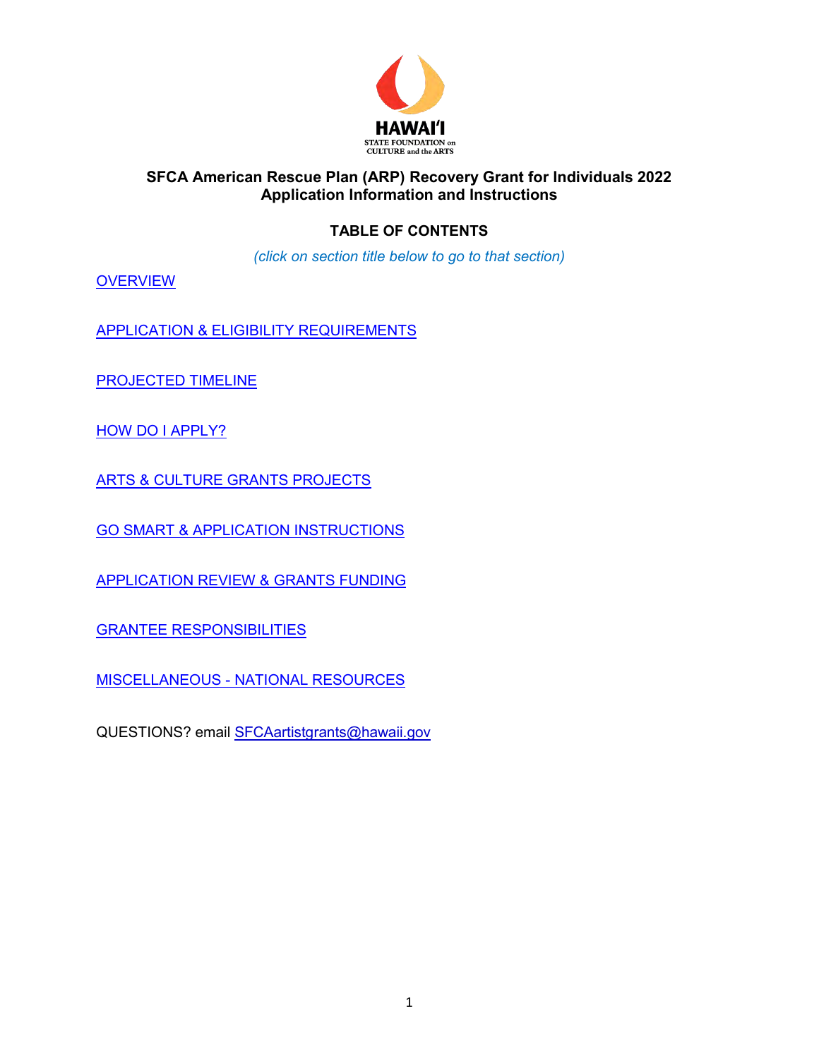HAWAIʻI
STATE FOUNDATION on
CULTURE and the ARTS

# SFCA American Rescue Plan (ARP) Recovery Grant for Individuals 2022
# Application Information and Instructions

## TABLE OF CONTENTS

*(click on section title below to go to that section)*

OVERVIEW

APPLICATION & ELIGIBILITY REQUIREMENTS

PROJECTED TIMELINE

HOW DO I APPLY?

ARTS & CULTURE GRANTS PROJECTS

GO SMART & APPLICATION INSTRUCTIONS

APPLICATION REVIEW & GRANTS FUNDING

GRANTEE RESPONSIBILITIES

MISCELLANEOUS - NATIONAL RESOURCES

QUESTIONS? email SFCAartistgrants@hawaii.gov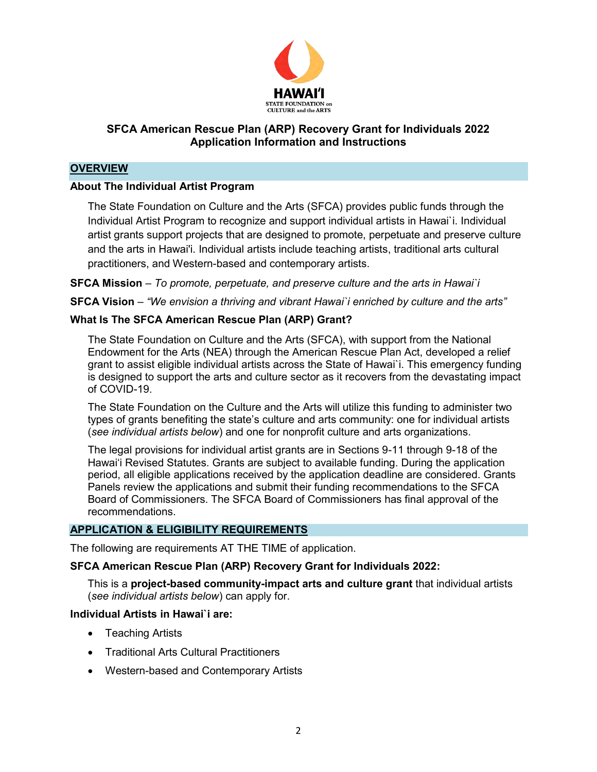HAWAI'I
STATE FOUNDATION on CULTURE and the ARTS

# SFCA American Rescue Plan (ARP) Recovery Grant for Individuals 2022
# Application Information and Instructions

## OVERVIEW

### About The Individual Artist Program

The State Foundation on Culture and the Arts (SFCA) provides public funds through the Individual Artist Program to recognize and support individual artists in Hawai`i. Individual artist grants support projects that are designed to promote, perpetuate and preserve culture and the arts in Hawai'i. Individual artists include teaching artists, traditional arts cultural practitioners, and Western-based and contemporary artists.

**SFCA Mission** – *To promote, perpetuate, and preserve culture and the arts in Hawai`i*

**SFCA Vision** – *"We envision a thriving and vibrant Hawai`i enriched by culture and the arts"*

### What Is The SFCA American Rescue Plan (ARP) Grant?

The State Foundation on Culture and the Arts (SFCA), with support from the National Endowment for the Arts (NEA) through the American Rescue Plan Act, developed a relief grant to assist eligible individual artists across the State of Hawai`i. This emergency funding is designed to support the arts and culture sector as it recovers from the devastating impact of COVID-19.

The State Foundation on the Culture and the Arts will utilize this funding to administer two types of grants benefiting the state's culture and arts community: one for individual artists (*see individual artists below*) and one for nonprofit culture and arts organizations.

The legal provisions for individual artist grants are in Sections 9-11 through 9-18 of the Hawai'i Revised Statutes. Grants are subject to available funding. During the application period, all eligible applications received by the application deadline are considered. Grants Panels review the applications and submit their funding recommendations to the SFCA Board of Commissioners. The SFCA Board of Commissioners has final approval of the recommendations.

## APPLICATION & ELIGIBILITY REQUIREMENTS

The following are requirements AT THE TIME of application.

### SFCA American Rescue Plan (ARP) Recovery Grant for Individuals 2022:

This is a **project-based community-impact arts and culture grant** that individual artists (*see individual artists below*) can apply for.

### Individual Artists in Hawai`i are:

- Teaching Artists
- Traditional Arts Cultural Practitioners
- Western-based and Contemporary Artists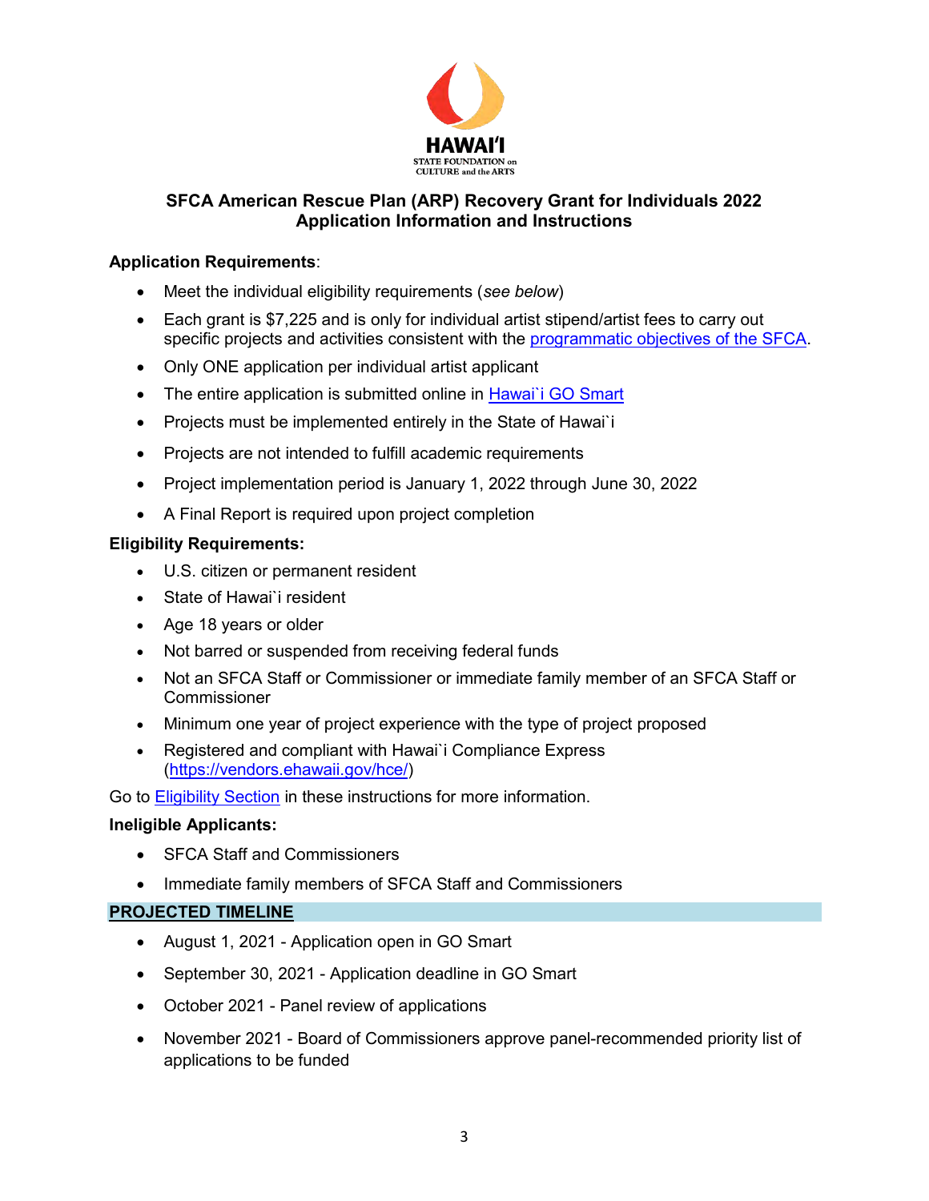HAWAIʻI STATE FOUNDATION on CULTURE and the ARTS

## SFCA American Rescue Plan (ARP) Recovery Grant for Individuals 2022
## Application Information and Instructions

**Application Requirements**:

- Meet the individual eligibility requirements (*see below*)
- Each grant is $7,225 and is only for individual artist stipend/artist fees to carry out specific projects and activities consistent with the programmatic objectives of the SFCA.
- Only ONE application per individual artist applicant
- The entire application is submitted online in Hawai`i GO Smart
- Projects must be implemented entirely in the State of Hawai`i
- Projects are not intended to fulfill academic requirements
- Project implementation period is January 1, 2022 through June 30, 2022
- A Final Report is required upon project completion

**Eligibility Requirements:**

- U.S. citizen or permanent resident
- State of Hawai`i resident
- Age 18 years or older
- Not barred or suspended from receiving federal funds
- Not an SFCA Staff or Commissioner or immediate family member of an SFCA Staff or Commissioner
- Minimum one year of project experience with the type of project proposed
- Registered and compliant with Hawai`i Compliance Express (https://vendors.ehawaii.gov/hce/)

Go to Eligibility Section in these instructions for more information.

**Ineligible Applicants:**

- SFCA Staff and Commissioners
- Immediate family members of SFCA Staff and Commissioners

**PROJECTED TIMELINE**

- August 1, 2021 - Application open in GO Smart
- September 30, 2021 - Application deadline in GO Smart
- October 2021 - Panel review of applications
- November 2021 - Board of Commissioners approve panel-recommended priority list of applications to be funded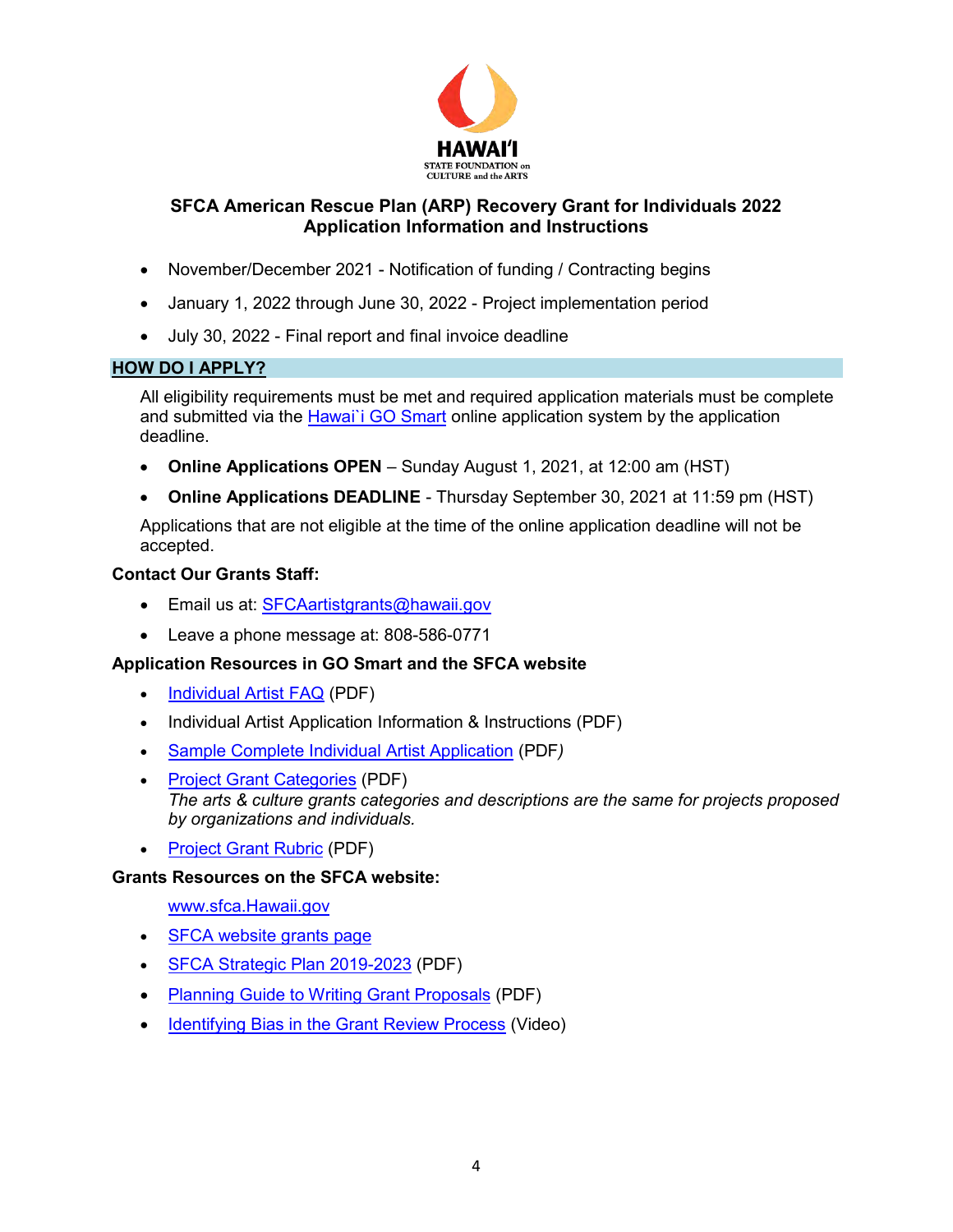HAWAIʻI
STATE FOUNDATION on CULTURE and the ARTS

# SFCA American Rescue Plan (ARP) Recovery Grant for Individuals 2022
# Application Information and Instructions

- November/December 2021 - Notification of funding / Contracting begins
- January 1, 2022 through June 30, 2022 - Project implementation period
- July 30, 2022 - Final report and final invoice deadline

## HOW DO I APPLY?

All eligibility requirements must be met and required application materials must be complete and submitted via the Hawai`i GO Smart online application system by the application deadline.

- **Online Applications OPEN** – Sunday August 1, 2021, at 12:00 am (HST)
- **Online Applications DEADLINE** - Thursday September 30, 2021 at 11:59 pm (HST)

Applications that are not eligible at the time of the online application deadline will not be accepted.

**Contact Our Grants Staff:**

- Email us at: SFCAartistgrants@hawaii.gov
- Leave a phone message at: 808-586-0771

**Application Resources in GO Smart and the SFCA website**

- Individual Artist FAQ (PDF)
- Individual Artist Application Information & Instructions (PDF)
- Sample Complete Individual Artist Application (PDF*)*
- Project Grant Categories (PDF)
  *The arts & culture grants categories and descriptions are the same for projects proposed by organizations and individuals.*
- Project Grant Rubric (PDF)

**Grants Resources on the SFCA website:**

www.sfca.Hawaii.gov

- SFCA website grants page
- SFCA Strategic Plan 2019-2023 (PDF)
- Planning Guide to Writing Grant Proposals (PDF)
- Identifying Bias in the Grant Review Process (Video)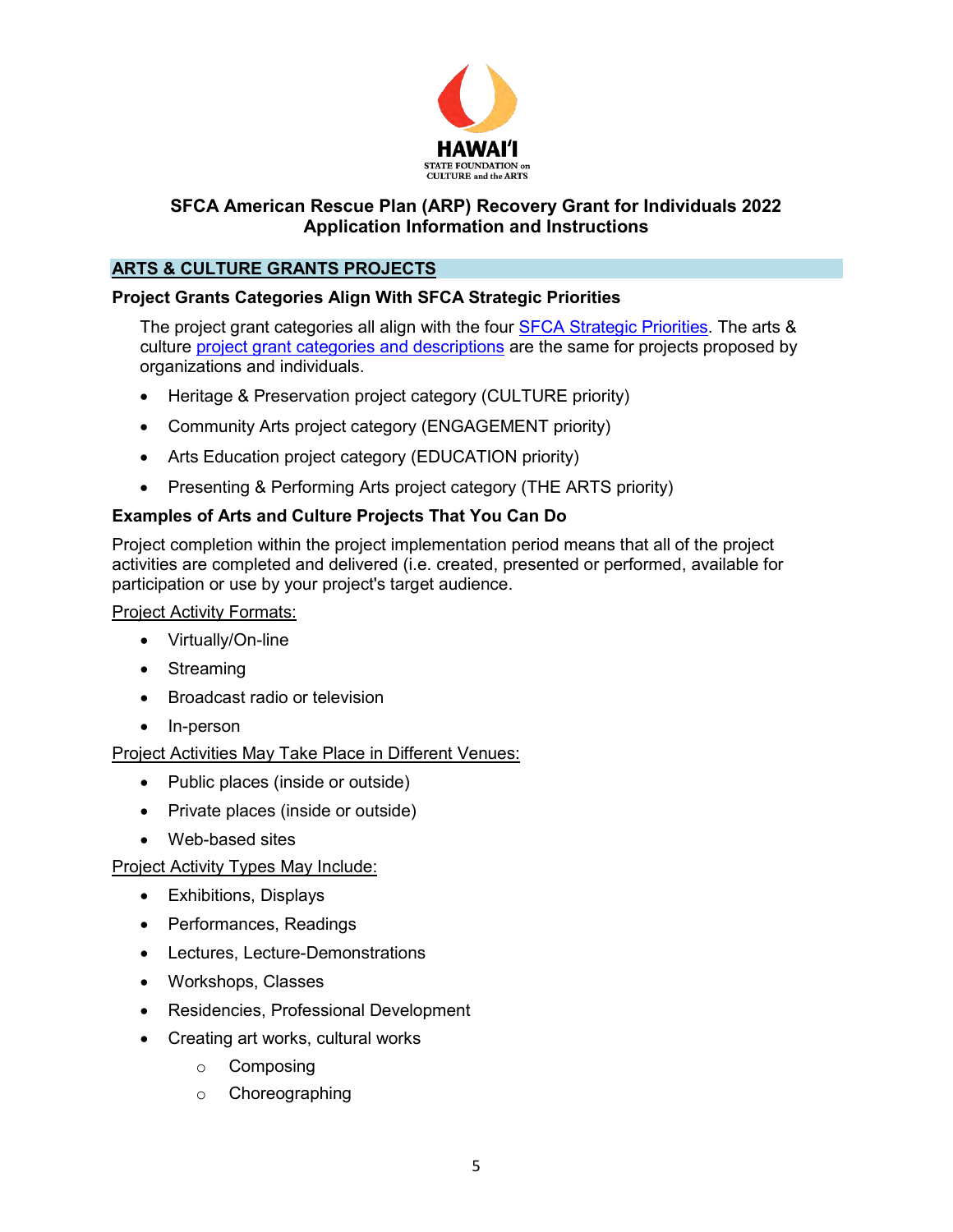HAWAIʻI
STATE FOUNDATION on
CULTURE and the ARTS

# SFCA American Rescue Plan (ARP) Recovery Grant for Individuals 2022
# Application Information and Instructions

## ARTS & CULTURE GRANTS PROJECTS

### Project Grants Categories Align With SFCA Strategic Priorities

The project grant categories all align with the four SFCA Strategic Priorities. The arts & culture project grant categories and descriptions are the same for projects proposed by organizations and individuals.

- Heritage & Preservation project category (CULTURE priority)
- Community Arts project category (ENGAGEMENT priority)
- Arts Education project category (EDUCATION priority)
- Presenting & Performing Arts project category (THE ARTS priority)

### Examples of Arts and Culture Projects That You Can Do

Project completion within the project implementation period means that all of the project activities are completed and delivered (i.e. created, presented or performed, available for participation or use by your project's target audience.

Project Activity Formats:

- Virtually/On-line
- Streaming
- Broadcast radio or television
- In-person

Project Activities May Take Place in Different Venues:

- Public places (inside or outside)
- Private places (inside or outside)
- Web-based sites

Project Activity Types May Include:

- Exhibitions, Displays
- Performances, Readings
- Lectures, Lecture-Demonstrations
- Workshops, Classes
- Residencies, Professional Development
- Creating art works, cultural works
  - Composing
  - Choreographing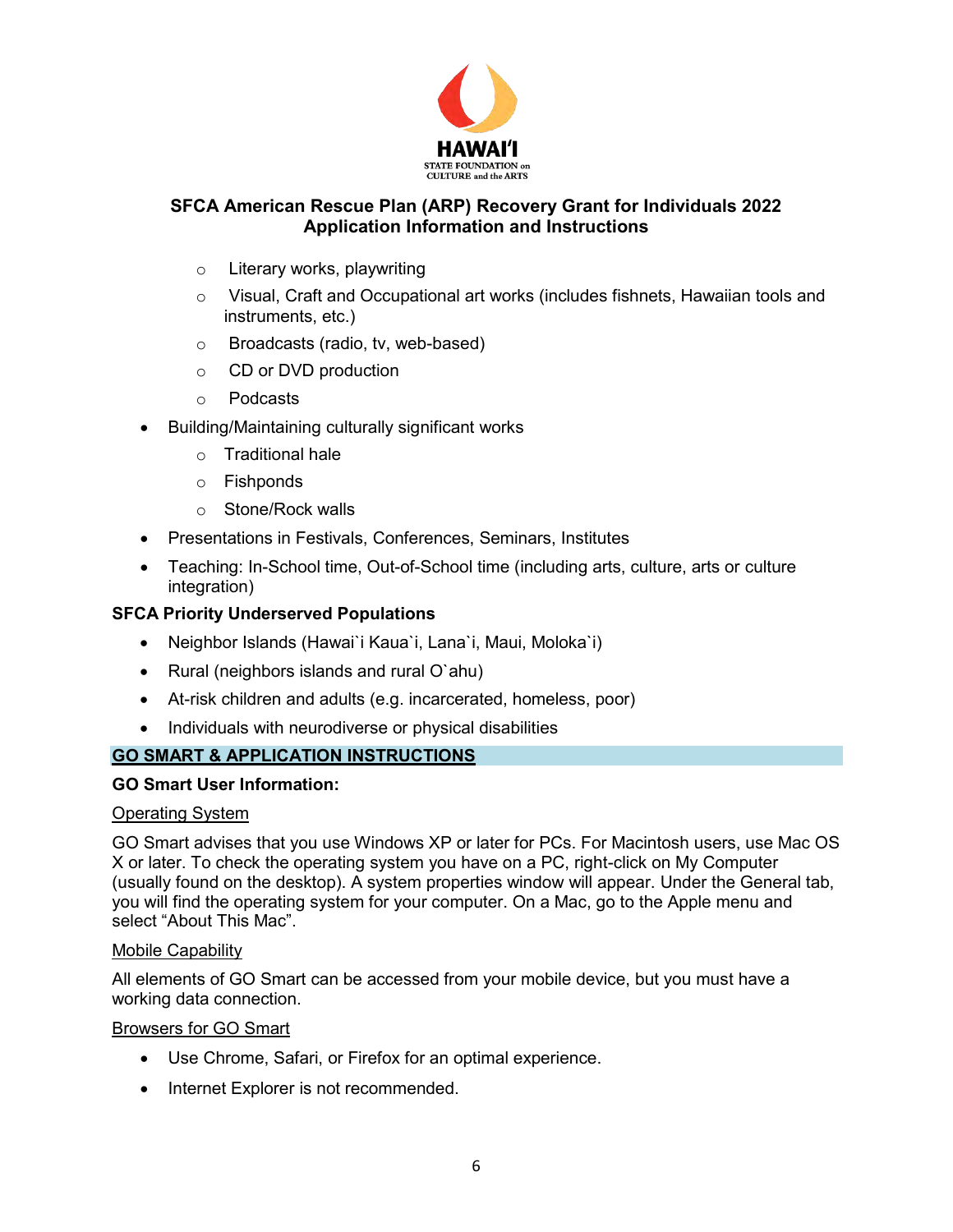- Literary works, playwriting
  - Visual, Craft and Occupational art works (includes fishnets, Hawaiian tools and instruments, etc.)
  - Broadcasts (radio, tv, web-based)
  - CD or DVD production
  - Podcasts
- Building/Maintaining culturally significant works
  - Traditional hale
  - Fishponds
  - Stone/Rock walls
- Presentations in Festivals, Conferences, Seminars, Institutes
- Teaching: In-School time, Out-of-School time (including arts, culture, arts or culture integration)

**SFCA Priority Underserved Populations**

- Neighbor Islands (Hawai`i Kaua`i, Lana`i, Maui, Moloka`i)
- Rural (neighbors islands and rural O`ahu)
- At-risk children and adults (e.g. incarcerated, homeless, poor)
- Individuals with neurodiverse or physical disabilities

## GO SMART & APPLICATION INSTRUCTIONS

**GO Smart User Information:**

Operating System

GO Smart advises that you use Windows XP or later for PCs. For Macintosh users, use Mac OS X or later. To check the operating system you have on a PC, right-click on My Computer (usually found on the desktop). A system properties window will appear. Under the General tab, you will find the operating system for your computer. On a Mac, go to the Apple menu and select "About This Mac".

Mobile Capability

All elements of GO Smart can be accessed from your mobile device, but you must have a working data connection.

Browsers for GO Smart

- Use Chrome, Safari, or Firefox for an optimal experience.
- Internet Explorer is not recommended.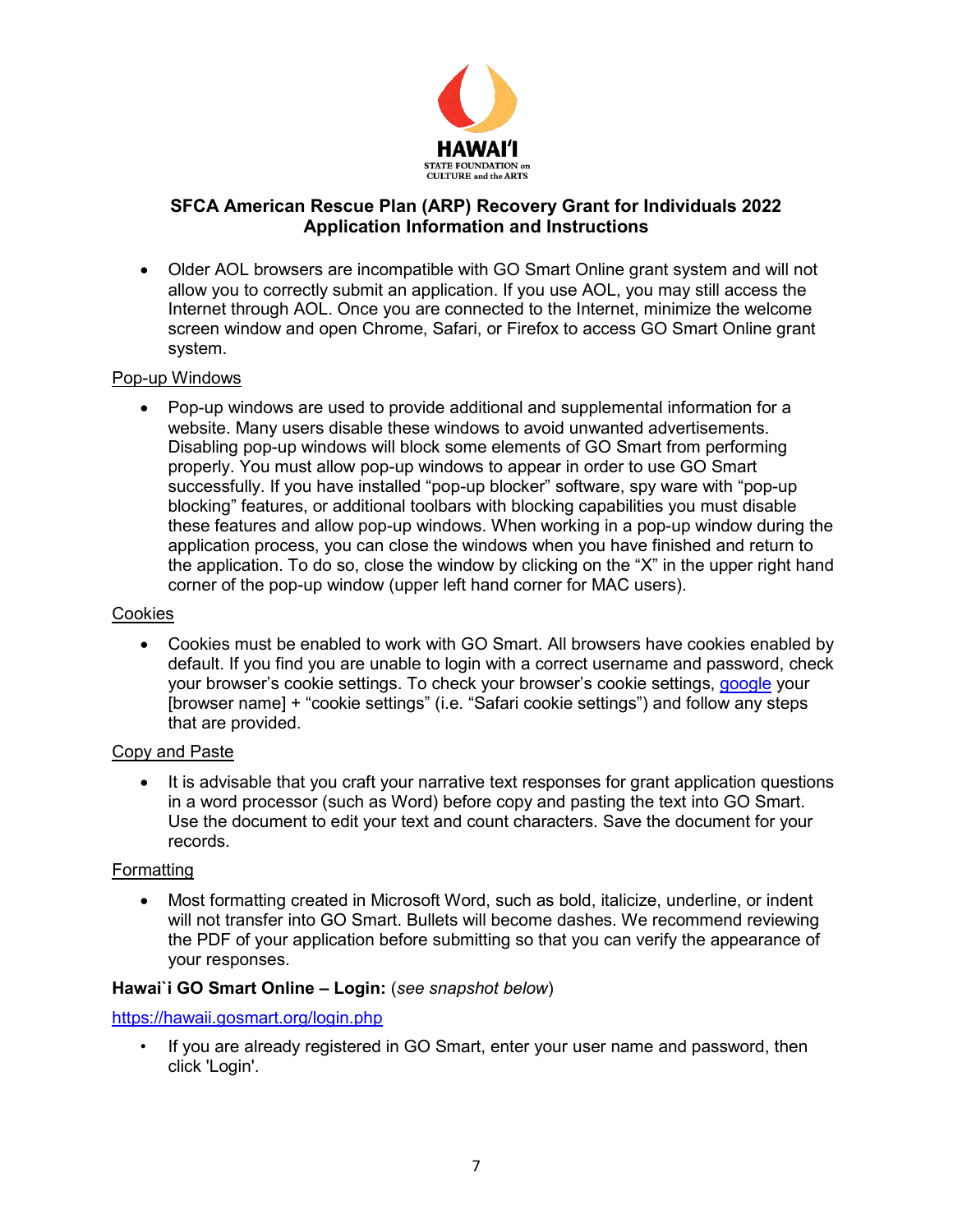**SFCA American Rescue Plan (ARP) Recovery Grant for Individuals 2022**
**Application Information and Instructions**

- Older AOL browsers are incompatible with GO Smart Online grant system and will not allow you to correctly submit an application. If you use AOL, you may still access the Internet through AOL. Once you are connected to the Internet, minimize the welcome screen window and open Chrome, Safari, or Firefox to access GO Smart Online grant system.

Pop-up Windows

- Pop-up windows are used to provide additional and supplemental information for a website. Many users disable these windows to avoid unwanted advertisements. Disabling pop-up windows will block some elements of GO Smart from performing properly. You must allow pop-up windows to appear in order to use GO Smart successfully. If you have installed "pop-up blocker" software, spy ware with "pop-up blocking" features, or additional toolbars with blocking capabilities you must disable these features and allow pop-up windows. When working in a pop-up window during the application process, you can close the windows when you have finished and return to the application. To do so, close the window by clicking on the "X" in the upper right hand corner of the pop-up window (upper left hand corner for MAC users).

Cookies

- Cookies must be enabled to work with GO Smart. All browsers have cookies enabled by default. If you find you are unable to login with a correct username and password, check your browser's cookie settings. To check your browser's cookie settings, google your [browser name] + "cookie settings" (i.e. "Safari cookie settings") and follow any steps that are provided.

Copy and Paste

- It is advisable that you craft your narrative text responses for grant application questions in a word processor (such as Word) before copy and pasting the text into GO Smart. Use the document to edit your text and count characters. Save the document for your records.

Formatting

- Most formatting created in Microsoft Word, such as bold, italicize, underline, or indent will not transfer into GO Smart. Bullets will become dashes. We recommend reviewing the PDF of your application before submitting so that you can verify the appearance of your responses.

**Hawai`i GO Smart Online – Login:** (*see snapshot below*)

https://hawaii.gosmart.org/login.php

- If you are already registered in GO Smart, enter your user name and password, then click 'Login'.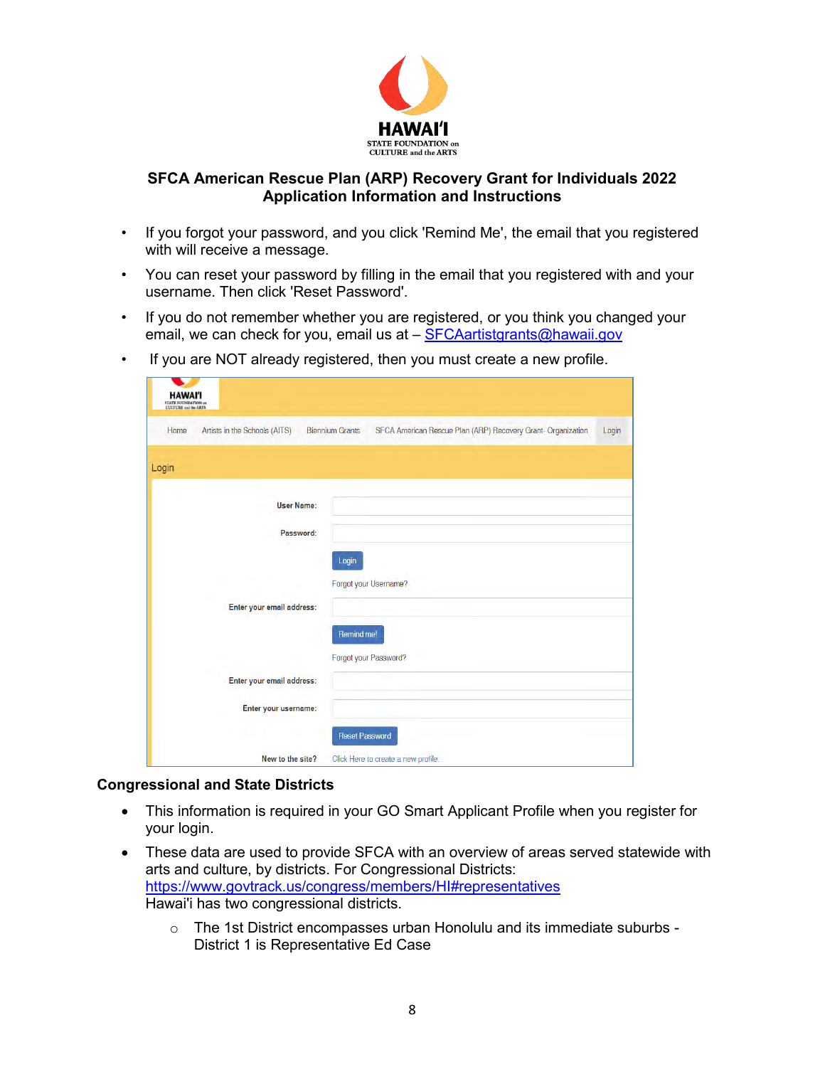**SFCA American Rescue Plan (ARP) Recovery Grant for Individuals 2022**
**Application Information and Instructions**

- If you forgot your password, and you click 'Remind Me', the email that you registered with will receive a message.
- You can reset your password by filling in the email that you registered with and your username. Then click 'Reset Password'.
- If you do not remember whether you are registered, or you think you changed your email, we can check for you, email us at – SFCAartistgrants@hawaii.gov
- If you are NOT already registered, then you must create a new profile.

### Congressional and State Districts

- This information is required in your GO Smart Applicant Profile when you register for your login.
- These data are used to provide SFCA with an overview of areas served statewide with arts and culture, by districts. For Congressional Districts: https://www.govtrack.us/congress/members/HI#representatives
  Hawai'i has two congressional districts.
  - The 1st District encompasses urban Honolulu and its immediate suburbs - District 1 is Representative Ed Case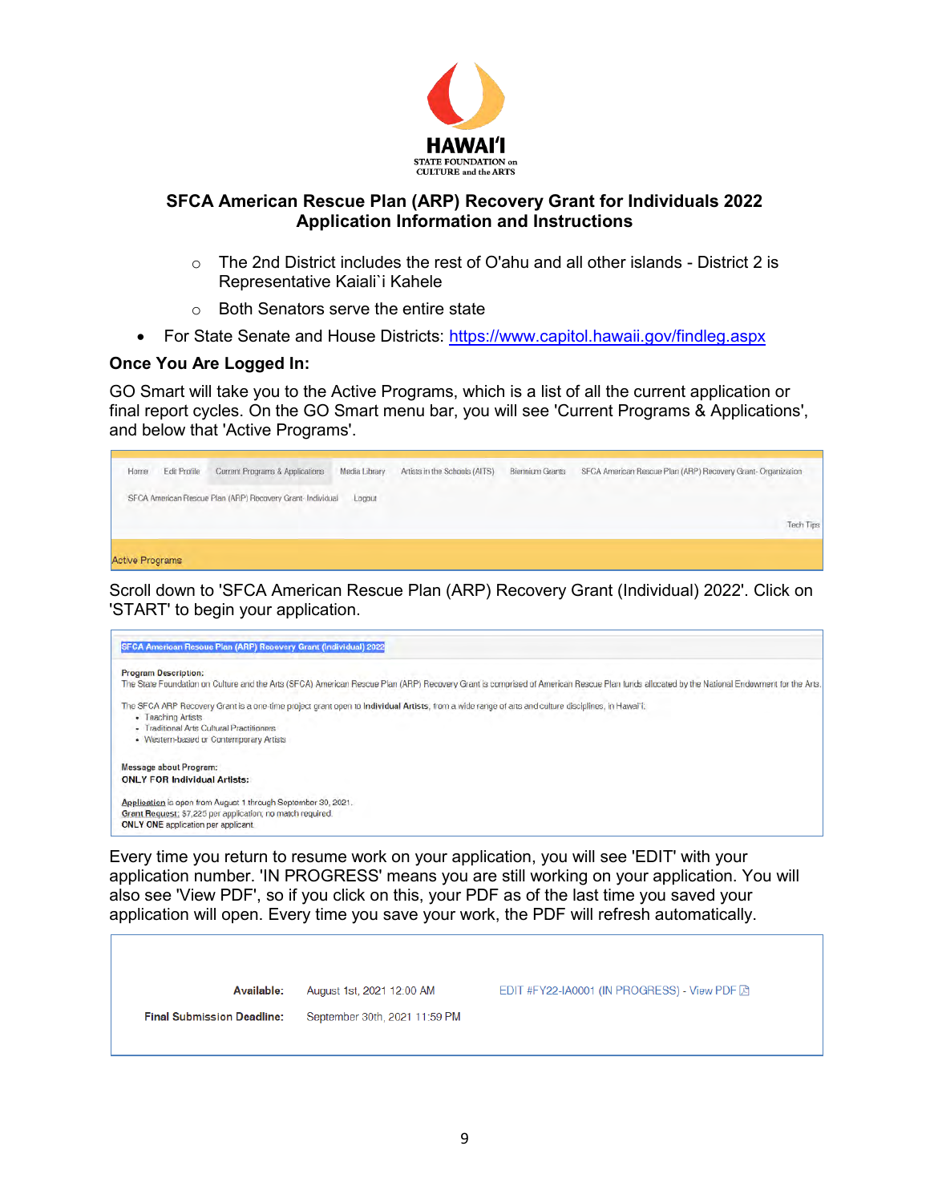# SFCA American Rescue Plan (ARP) Recovery Grant for Individuals 2022
## Application Information and Instructions

- The 2nd District includes the rest of O'ahu and all other islands - District 2 is Representative Kaiali`i Kahele
- Both Senators serve the entire state

- For State Senate and House Districts: https://www.capitol.hawaii.gov/findleg.aspx

**Once You Are Logged In:**

GO Smart will take you to the Active Programs, which is a list of all the current application or final report cycles. On the GO Smart menu bar, you will see 'Current Programs & Applications', and below that 'Active Programs'.

Home | Edit Profile | Current Programs & Applications | Media Library | Artists in the Schools (AITS) | Biennium Grants | SFCA American Rescue Plan (ARP) Recovery Grant- Organization | SFCA American Rescue Plan (ARP) Recovery Grant- Individual | Logout

Tech Tips

Active Programs

Scroll down to 'SFCA American Rescue Plan (ARP) Recovery Grant (Individual) 2022'. Click on 'START' to begin your application.

**SFCA American Rescue Plan (ARP) Recovery Grant (Individual) 2022**

**Program Description:**
The State Foundation on Culture and the Arts (SFCA) American Rescue Plan (ARP) Recovery Grant is comprised of American Rescue Plan funds allocated by the National Endowment for the Arts.

The SFCA ARP Recovery Grant is a one-time project grant open to **Individual Artists**, from a wide range of arts and culture disciplines, in Hawai'i.

- Teaching Artists
- Traditional Arts Cultural Practitioners
- Western-based or Contemporary Artists

**Message about Program:**
**ONLY FOR Individual Artists:**

Application is open from August 1 through September 30, 2021.
Grant Request: $7,225 per application; no match required.
**ONLY ONE** application per applicant.

Every time you return to resume work on your application, you will see 'EDIT' with your application number. 'IN PROGRESS' means you are still working on your application. You will also see 'View PDF', so if you click on this, your PDF as of the last time you saved your application will open. Every time you save your work, the PDF will refresh automatically.

| | | |
|---|---|---|
| **Available:** | August 1st, 2021 12:00 AM | EDIT #FY22-IA0001 (IN PROGRESS) - View PDF |
| **Final Submission Deadline:** | September 30th, 2021 11:59 PM | |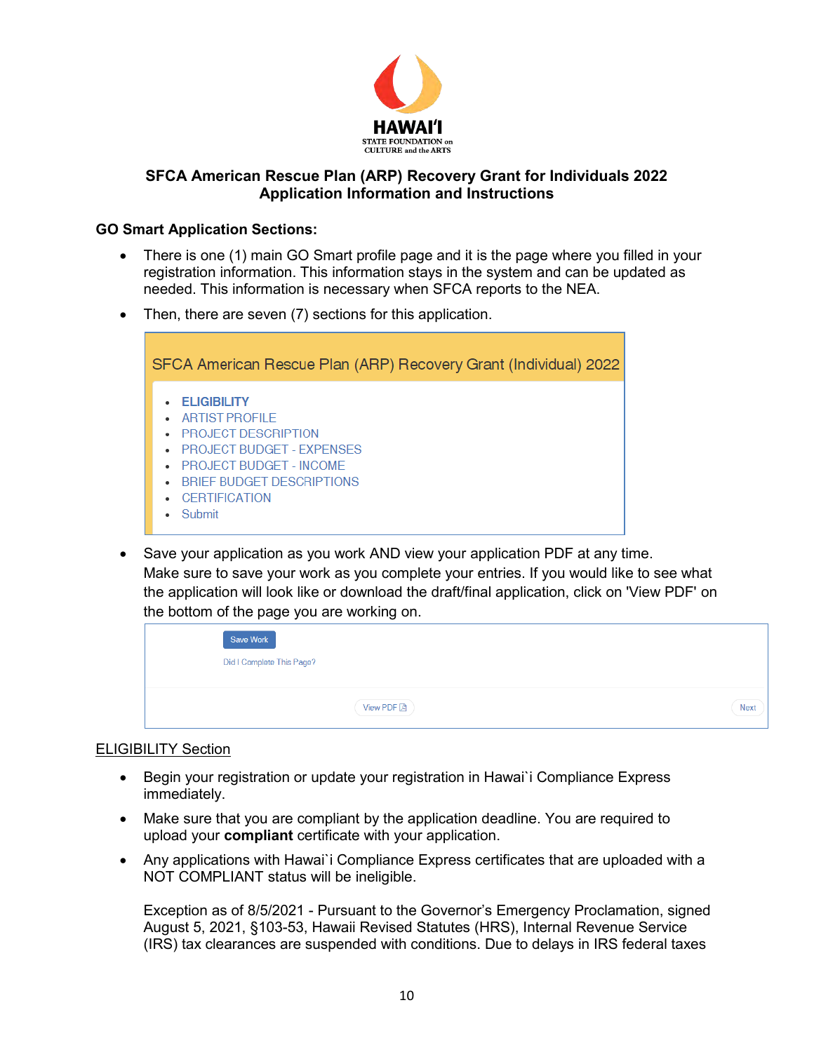**SFCA American Rescue Plan (ARP) Recovery Grant for Individuals 2022**
**Application Information and Instructions**

**GO Smart Application Sections:**

- There is one (1) main GO Smart profile page and it is the page where you filled in your registration information. This information stays in the system and can be updated as needed. This information is necessary when SFCA reports to the NEA.
- Then, there are seven (7) sections for this application.

SFCA American Rescue Plan (ARP) Recovery Grant (Individual) 2022

- **ELIGIBILITY**
- ARTIST PROFILE
- PROJECT DESCRIPTION
- PROJECT BUDGET - EXPENSES
- PROJECT BUDGET - INCOME
- BRIEF BUDGET DESCRIPTIONS
- CERTIFICATION
- Submit

- Save your application as you work AND view your application PDF at any time. Make sure to save your work as you complete your entries. If you would like to see what the application will look like or download the draft/final application, click on 'View PDF' on the bottom of the page you are working on.

Save Work

Did I Complete This Page?

View PDF

Next

<u>ELIGIBILITY Section</u>

- Begin your registration or update your registration in Hawai`i Compliance Express immediately.
- Make sure that you are compliant by the application deadline. You are required to upload your **compliant** certificate with your application.
- Any applications with Hawai`i Compliance Express certificates that are uploaded with a NOT COMPLIANT status will be ineligible.

  Exception as of 8/5/2021 - Pursuant to the Governor's Emergency Proclamation, signed August 5, 2021, §103-53, Hawaii Revised Statutes (HRS), Internal Revenue Service (IRS) tax clearances are suspended with conditions. Due to delays in IRS federal taxes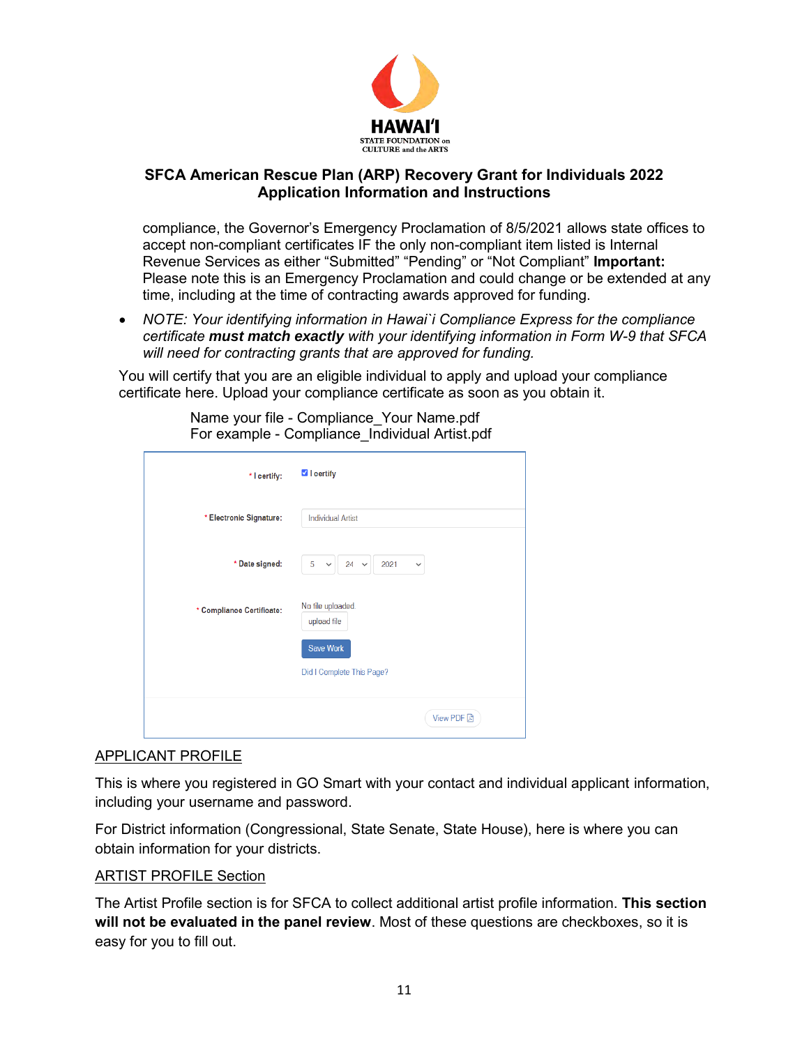## SFCA American Rescue Plan (ARP) Recovery Grant for Individuals 2022 Application Information and Instructions

compliance, the Governor's Emergency Proclamation of 8/5/2021 allows state offices to accept non-compliant certificates IF the only non-compliant item listed is Internal Revenue Services as either "Submitted" "Pending" or "Not Compliant" **Important:** Please note this is an Emergency Proclamation and could change or be extended at any time, including at the time of contracting awards approved for funding.

- *NOTE: Your identifying information in Hawai`i Compliance Express for the compliance certificate* ***must match exactly*** *with your identifying information in Form W-9 that SFCA will need for contracting grants that are approved for funding.*

You will certify that you are an eligible individual to apply and upload your compliance certificate here. Upload your compliance certificate as soon as you obtain it.

Name your file - Compliance_Your Name.pdf
For example - Compliance_Individual Artist.pdf

| | |
|---|---|
| * I certify: | ☑ I certify |
| * Electronic Signature: | Individual Artist |
| * Date signed: | 5 / 24 / 2021 |
| * Compliance Certificate: | No file uploaded. upload file |
| | Save Work |
| | Did I Complete This Page? |
| | View PDF |

APPLICANT PROFILE

This is where you registered in GO Smart with your contact and individual applicant information, including your username and password.

For District information (Congressional, State Senate, State House), here is where you can obtain information for your districts.

ARTIST PROFILE Section

The Artist Profile section is for SFCA to collect additional artist profile information. **This section will not be evaluated in the panel review**. Most of these questions are checkboxes, so it is easy for you to fill out.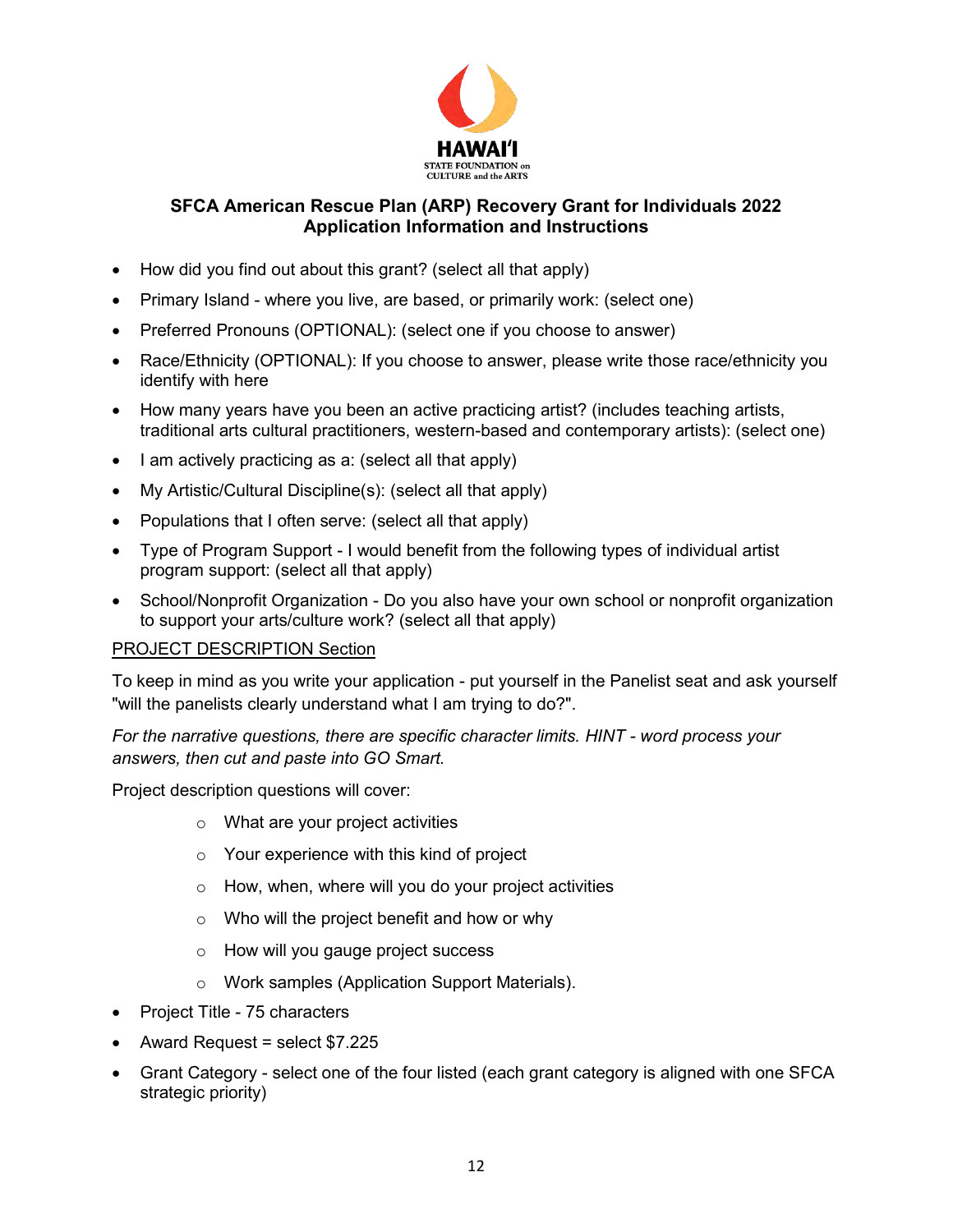HAWAIʻI STATE FOUNDATION on CULTURE and the ARTS

## SFCA American Rescue Plan (ARP) Recovery Grant for Individuals 2022
## Application Information and Instructions

- How did you find out about this grant? (select all that apply)
- Primary Island - where you live, are based, or primarily work: (select one)
- Preferred Pronouns (OPTIONAL): (select one if you choose to answer)
- Race/Ethnicity (OPTIONAL): If you choose to answer, please write those race/ethnicity you identify with here
- How many years have you been an active practicing artist? (includes teaching artists, traditional arts cultural practitioners, western-based and contemporary artists): (select one)
- I am actively practicing as a: (select all that apply)
- My Artistic/Cultural Discipline(s): (select all that apply)
- Populations that I often serve: (select all that apply)
- Type of Program Support - I would benefit from the following types of individual artist program support: (select all that apply)
- School/Nonprofit Organization - Do you also have your own school or nonprofit organization to support your arts/culture work? (select all that apply)

PROJECT DESCRIPTION Section

To keep in mind as you write your application - put yourself in the Panelist seat and ask yourself "will the panelists clearly understand what I am trying to do?".

*For the narrative questions, there are specific character limits. HINT - word process your answers, then cut and paste into GO Smart.*

Project description questions will cover:

- What are your project activities
- Your experience with this kind of project
- How, when, where will you do your project activities
- Who will the project benefit and how or why
- How will you gauge project success
- Work samples (Application Support Materials).

- Project Title - 75 characters
- Award Request = select $7.225
- Grant Category - select one of the four listed (each grant category is aligned with one SFCA strategic priority)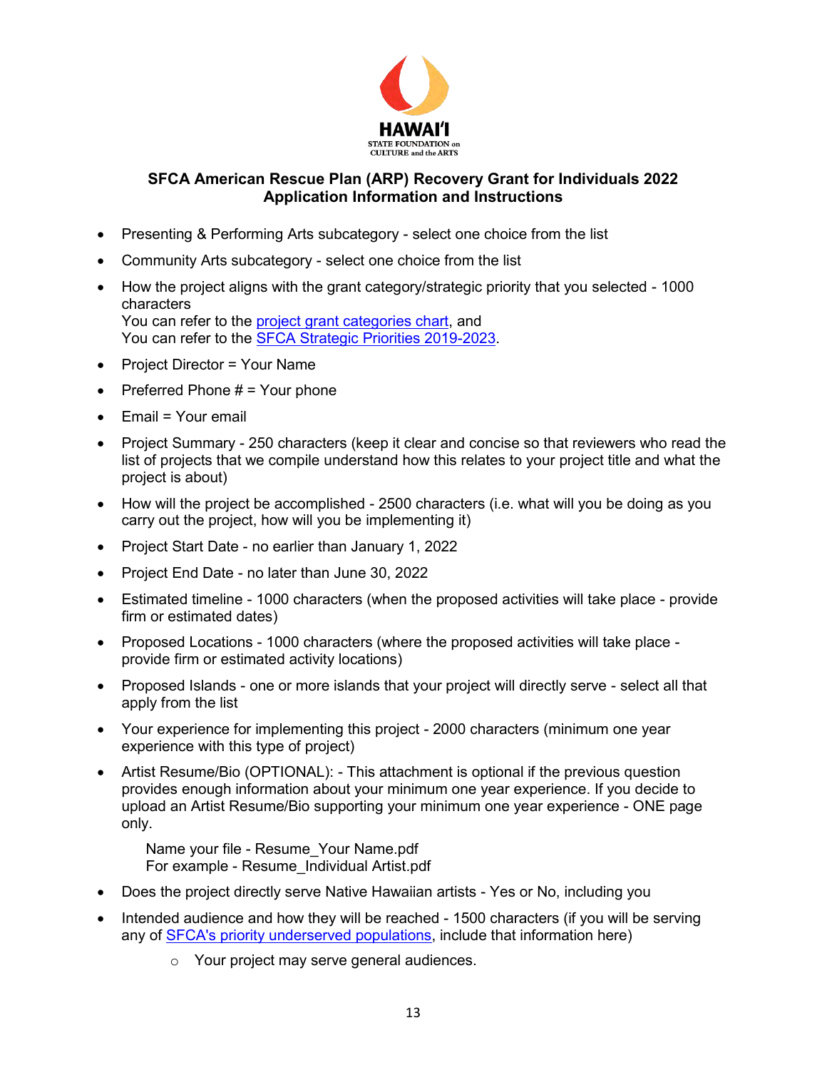HAWAIʻI
STATE FOUNDATION on CULTURE and the ARTS

## SFCA American Rescue Plan (ARP) Recovery Grant for Individuals 2022
## Application Information and Instructions

- Presenting & Performing Arts subcategory - select one choice from the list
- Community Arts subcategory - select one choice from the list
- How the project aligns with the grant category/strategic priority that you selected - 1000 characters
  You can refer to the project grant categories chart, and
  You can refer to the SFCA Strategic Priorities 2019-2023.
- Project Director = Your Name
- Preferred Phone # = Your phone
- Email = Your email
- Project Summary - 250 characters (keep it clear and concise so that reviewers who read the list of projects that we compile understand how this relates to your project title and what the project is about)
- How will the project be accomplished - 2500 characters (i.e. what will you be doing as you carry out the project, how will you be implementing it)
- Project Start Date - no earlier than January 1, 2022
- Project End Date - no later than June 30, 2022
- Estimated timeline - 1000 characters (when the proposed activities will take place - provide firm or estimated dates)
- Proposed Locations - 1000 characters (where the proposed activities will take place - provide firm or estimated activity locations)
- Proposed Islands - one or more islands that your project will directly serve - select all that apply from the list
- Your experience for implementing this project - 2000 characters (minimum one year experience with this type of project)
- Artist Resume/Bio (OPTIONAL): - This attachment is optional if the previous question provides enough information about your minimum one year experience. If you decide to upload an Artist Resume/Bio supporting your minimum one year experience - ONE page only.

  Name your file - Resume_Your Name.pdf
  For example - Resume_Individual Artist.pdf
- Does the project directly serve Native Hawaiian artists - Yes or No, including you
- Intended audience and how they will be reached - 1500 characters (if you will be serving any of SFCA's priority underserved populations, include that information here)
  - Your project may serve general audiences.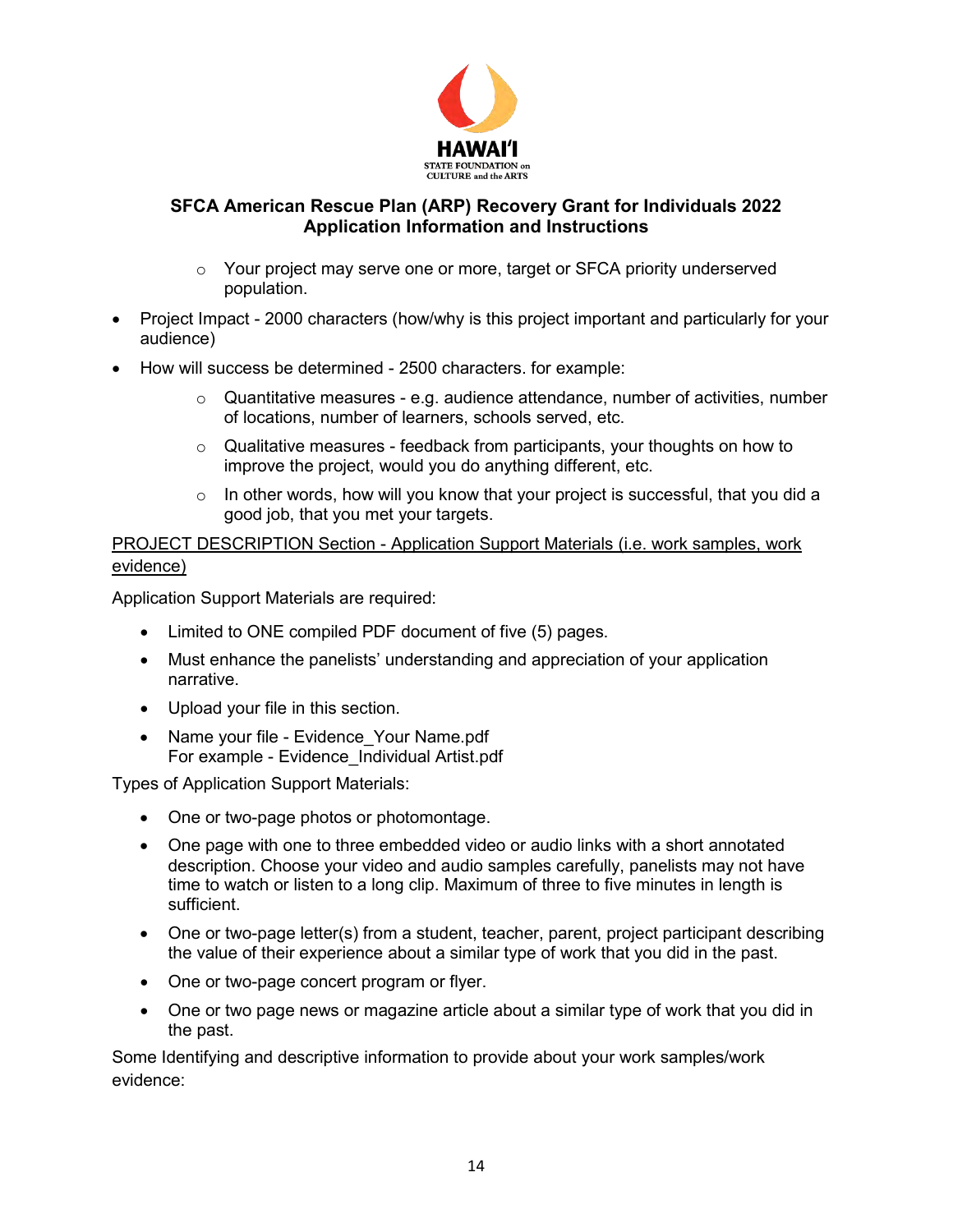**SFCA American Rescue Plan (ARP) Recovery Grant for Individuals 2022**
**Application Information and Instructions**

- Your project may serve one or more, target or SFCA priority underserved population.

- Project Impact - 2000 characters (how/why is this project important and particularly for your audience)
- How will success be determined - 2500 characters. for example:
  - Quantitative measures - e.g. audience attendance, number of activities, number of locations, number of learners, schools served, etc.
  - Qualitative measures - feedback from participants, your thoughts on how to improve the project, would you do anything different, etc.
  - In other words, how will you know that your project is successful, that you did a good job, that you met your targets.

<u>PROJECT DESCRIPTION Section - Application Support Materials (i.e. work samples, work evidence)</u>

Application Support Materials are required:

- Limited to ONE compiled PDF document of five (5) pages.
- Must enhance the panelists' understanding and appreciation of your application narrative.
- Upload your file in this section.
- Name your file - Evidence_Your Name.pdf
  For example - Evidence_Individual Artist.pdf

Types of Application Support Materials:

- One or two-page photos or photomontage.
- One page with one to three embedded video or audio links with a short annotated description. Choose your video and audio samples carefully, panelists may not have time to watch or listen to a long clip. Maximum of three to five minutes in length is sufficient.
- One or two-page letter(s) from a student, teacher, parent, project participant describing the value of their experience about a similar type of work that you did in the past.
- One or two-page concert program or flyer.
- One or two page news or magazine article about a similar type of work that you did in the past.

Some Identifying and descriptive information to provide about your work samples/work evidence: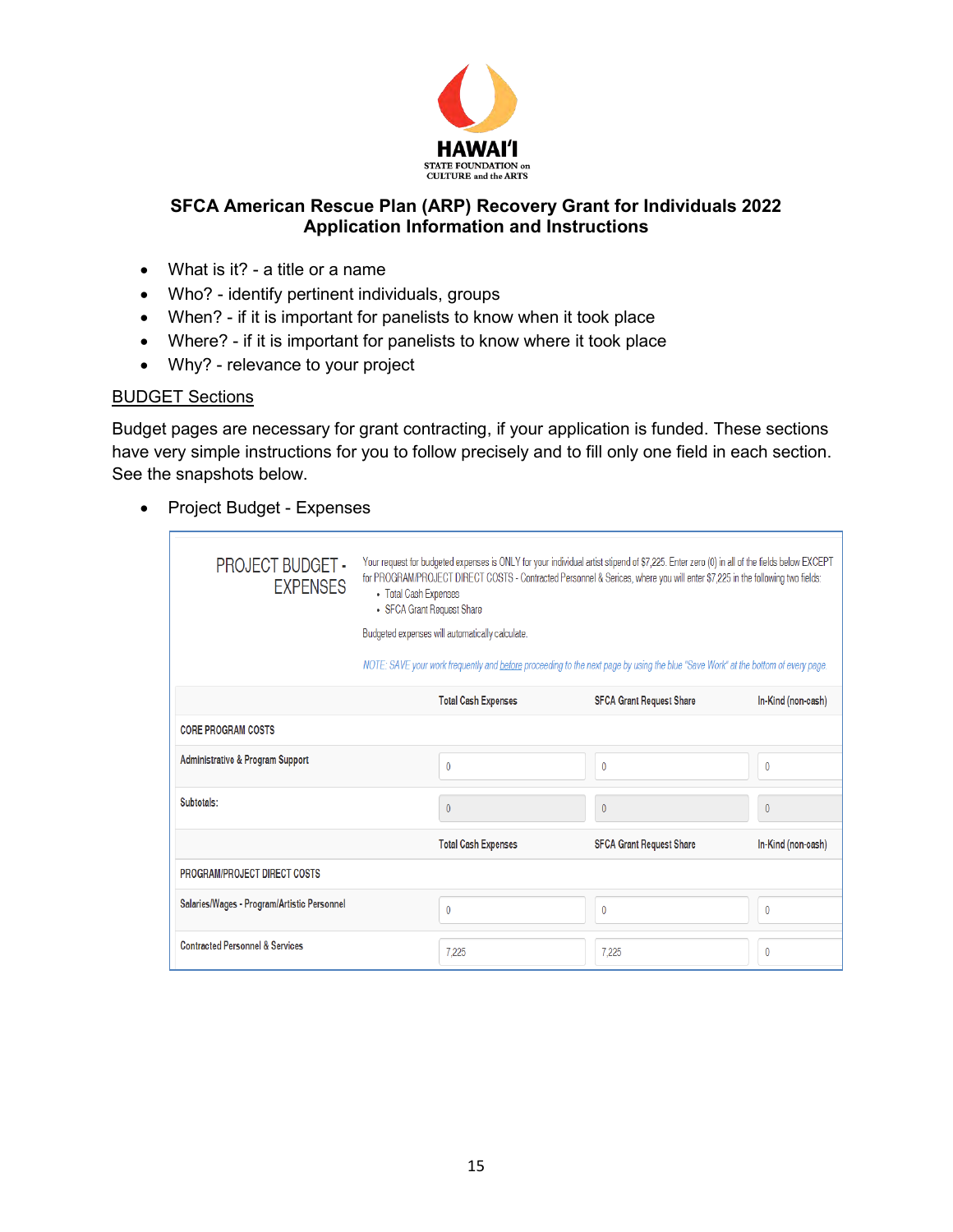HAWAIʻI
STATE FOUNDATION on CULTURE and the ARTS

# SFCA American Rescue Plan (ARP) Recovery Grant for Individuals 2022
## Application Information and Instructions

- What is it? - a title or a name
- Who? - identify pertinent individuals, groups
- When? - if it is important for panelists to know when it took place
- Where? - if it is important for panelists to know where it took place
- Why? - relevance to your project

<u>BUDGET Sections</u>

Budget pages are necessary for grant contracting, if your application is funded. These sections have very simple instructions for you to follow precisely and to fill only one field in each section. See the snapshots below.

- Project Budget - Expenses

PROJECT BUDGET - EXPENSES

Your request for budgeted expenses is ONLY for your individual artist stipend of $7,225. Enter zero (0) in all of the fields below EXCEPT for PROGRAM/PROJECT DIRECT COSTS - Contracted Personnel & Serices, where you will enter $7,225 in the following two fields:
- Total Cash Expenses
- SFCA Grant Request Share

Budgeted expenses will automatically calculate.

*NOTE: SAVE your work frequently and before proceeding to the next page by using the blue "Save Work" at the bottom of every page.*

| | Total Cash Expenses | SFCA Grant Request Share | In-Kind (non-cash) |
|---|---|---|---|
| CORE PROGRAM COSTS | | | |
| Administrative & Program Support | 0 | 0 | 0 |
| Subtotals: | 0 | 0 | 0 |
| | Total Cash Expenses | SFCA Grant Request Share | In-Kind (non-cash) |
| PROGRAM/PROJECT DIRECT COSTS | | | |
| Salaries/Wages - Program/Artistic Personnel | 0 | 0 | 0 |
| Contracted Personnel & Services | 7,225 | 7,225 | 0 |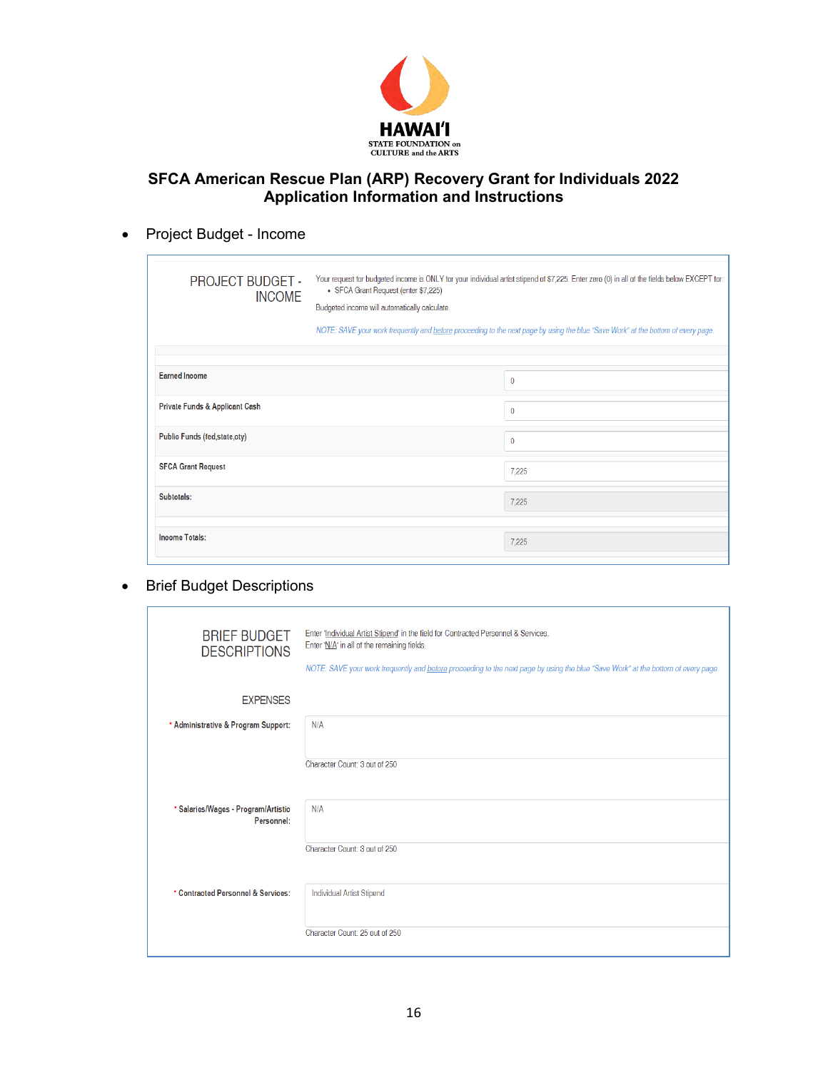# SFCA American Rescue Plan (ARP) Recovery Grant for Individuals 2022
## Application Information and Instructions

- Project Budget - Income

**PROJECT BUDGET - INCOME**

Your request for budgeted income is ONLY for your individual artist stipend of $7,225. Enter zero (0) in all of the fields below EXCEPT for:
- SFCA Grant Request (enter $7,225)

Budgeted income will automatically calculate.

*NOTE: SAVE your work frequently and before proceeding to the next page by using the blue "Save Work" at the bottom of every page.*

| | |
|---|---|
| Earned Income | 0 |
| Private Funds & Applicant Cash | 0 |
| Public Funds (fed,state,cty) | 0 |
| SFCA Grant Request | 7,225 |
| Subtotals: | 7,225 |
| Income Totals: | 7,225 |

- Brief Budget Descriptions

**BRIEF BUDGET DESCRIPTIONS**

Enter 'Individual Artist Stipend' in the field for Contracted Personnel & Services.
Enter 'N/A' in all of the remaining fields.

*NOTE: SAVE your work frequently and before proceeding to the next page by using the blue "Save Work" at the bottom of every page.*

**EXPENSES**

| | |
|---|---|
| * Administrative & Program Support: | N/A<br>Character Count: 3 out of 250 |
| * Salaries/Wages - Program/Artistic Personnel: | N/A<br>Character Count: 3 out of 250 |
| * Contracted Personnel & Services: | Individual Artist Stipend<br>Character Count: 25 out of 250 |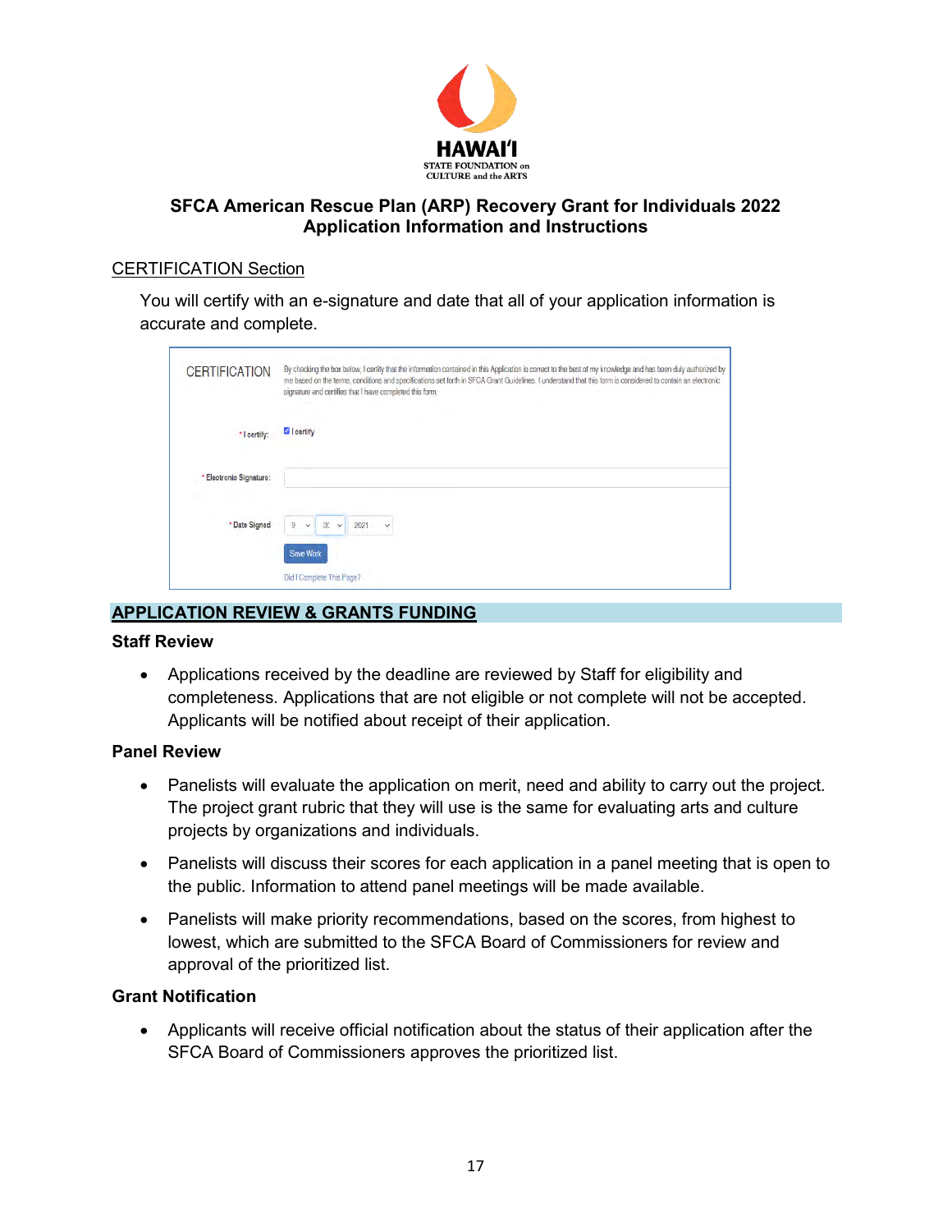HAWAIʻI
STATE FOUNDATION on CULTURE and the ARTS

## SFCA American Rescue Plan (ARP) Recovery Grant for Individuals 2022
## Application Information and Instructions

CERTIFICATION Section

You will certify with an e-signature and date that all of your application information is accurate and complete.

CERTIFICATION

By checking the box below, I certify that the information contained in this Application is correct to the best of my knowledge and has been duly authorized by me based on the terms, conditions and specifications set forth in SFCA Grant Guidelines. I understand that this form is considered to contain an electronic signature and certifies that I have completed this form.

\* I certify: ☑ I certify

\* Electronic Signature:

\* Date Signed 9 30 2021

Save Work

Did I Complete This Page?

## APPLICATION REVIEW & GRANTS FUNDING

### Staff Review

- Applications received by the deadline are reviewed by Staff for eligibility and completeness. Applications that are not eligible or not complete will not be accepted. Applicants will be notified about receipt of their application.

### Panel Review

- Panelists will evaluate the application on merit, need and ability to carry out the project. The project grant rubric that they will use is the same for evaluating arts and culture projects by organizations and individuals.
- Panelists will discuss their scores for each application in a panel meeting that is open to the public. Information to attend panel meetings will be made available.
- Panelists will make priority recommendations, based on the scores, from highest to lowest, which are submitted to the SFCA Board of Commissioners for review and approval of the prioritized list.

### Grant Notification

- Applicants will receive official notification about the status of their application after the SFCA Board of Commissioners approves the prioritized list.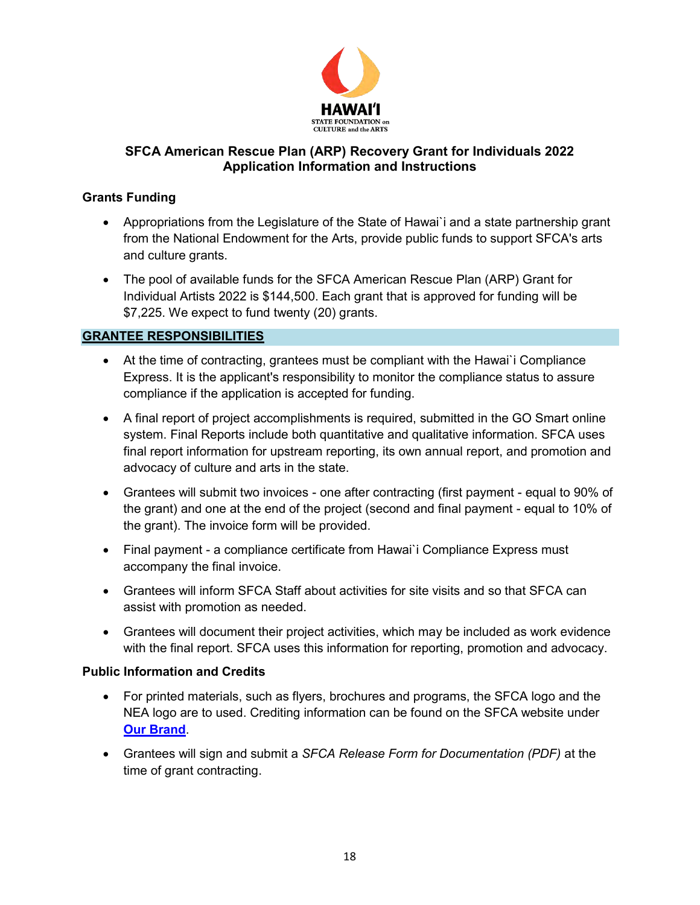**SFCA American Rescue Plan (ARP) Recovery Grant for Individuals 2022**
**Application Information and Instructions**

## Grants Funding

- Appropriations from the Legislature of the State of Hawai`i and a state partnership grant from the National Endowment for the Arts, provide public funds to support SFCA's arts and culture grants.
- The pool of available funds for the SFCA American Rescue Plan (ARP) Grant for Individual Artists 2022 is $144,500. Each grant that is approved for funding will be $7,225. We expect to fund twenty (20) grants.

## GRANTEE RESPONSIBILITIES

- At the time of contracting, grantees must be compliant with the Hawai`i Compliance Express. It is the applicant's responsibility to monitor the compliance status to assure compliance if the application is accepted for funding.
- A final report of project accomplishments is required, submitted in the GO Smart online system. Final Reports include both quantitative and qualitative information. SFCA uses final report information for upstream reporting, its own annual report, and promotion and advocacy of culture and arts in the state.
- Grantees will submit two invoices - one after contracting (first payment - equal to 90% of the grant) and one at the end of the project (second and final payment - equal to 10% of the grant). The invoice form will be provided.
- Final payment - a compliance certificate from Hawai`i Compliance Express must accompany the final invoice.
- Grantees will inform SFCA Staff about activities for site visits and so that SFCA can assist with promotion as needed.
- Grantees will document their project activities, which may be included as work evidence with the final report. SFCA uses this information for reporting, promotion and advocacy.

## Public Information and Credits

- For printed materials, such as flyers, brochures and programs, the SFCA logo and the NEA logo are to used. Crediting information can be found on the SFCA website under **Our Brand**.
- Grantees will sign and submit a *SFCA Release Form for Documentation (PDF)* at the time of grant contracting.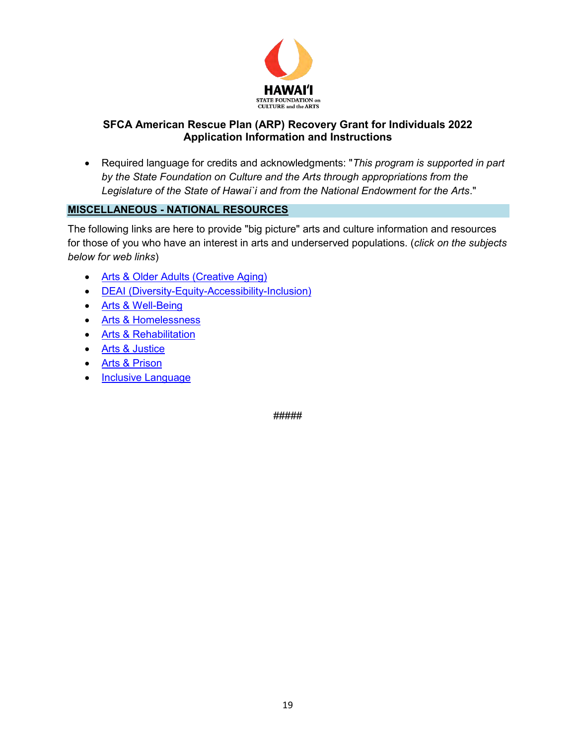- Required language for credits and acknowledgments: "*This program is supported in part by the State Foundation on Culture and the Arts through appropriations from the Legislature of the State of Hawai`i and from the National Endowment for the Arts*."

## MISCELLANEOUS - NATIONAL RESOURCES

The following links are here to provide "big picture" arts and culture information and resources for those of you who have an interest in arts and underserved populations. (*click on the subjects below for web links*)

- Arts & Older Adults (Creative Aging)
- DEAI (Diversity-Equity-Accessibility-Inclusion)
- Arts & Well-Being
- Arts & Homelessness
- Arts & Rehabilitation
- Arts & Justice
- Arts & Prison
- Inclusive Language

#####